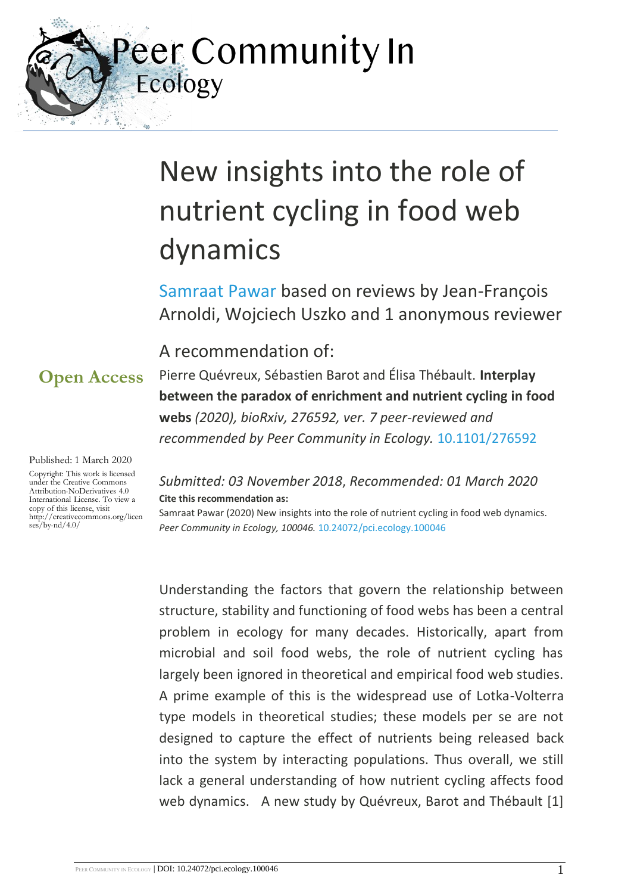# New insights into the role of nutrient cycling in food web dynamics

Samraat Pawar based on reviews by Jean-François Arnoldi, Wojciech Uszko and 1 anonymous reviewer

**Open Access**

Published: 1 March 2020

Copyright: This work is licensed under the Creative Commons Attribution-NoDerivatives 4.0 International License. To view a copy of this license, visit http://creativecommons.org/licenses/by-nd/4.0/

A recommendation of:

Pierre Quévreux, Sébastien Barot and Élisa Thébault. **Interplay between the paradox of enrichment and nutrient cycling in food webs** *(2020), bioRxiv, 276592, ver. 7 peer-reviewed and recommended by Peer Community in Ecology.* 10.1101/276592

*Submitted: 03 November 2018*, *Recommended: 01 March 2020*

**Cite this recommendation as:**

Samraat Pawar (2020) New insights into the role of nutrient cycling in food web dynamics. *Peer Community in Ecology, 100046.* 10.24072/pci.ecology.100046

Understanding the factors that govern the relationship between structure, stability and functioning of food webs has been a central problem in ecology for many decades. Historically, apart from microbial and soil food webs, the role of nutrient cycling has largely been ignored in theoretical and empirical food web studies. A prime example of this is the widespread use of Lotka-Volterra type models in theoretical studies; these models per se are not designed to capture the effect of nutrients being released back into the system by interacting populations. Thus overall, we still lack a general understanding of how nutrient cycling affects food web dynamics. A new study by Quévreux, Barot and Thébault [1]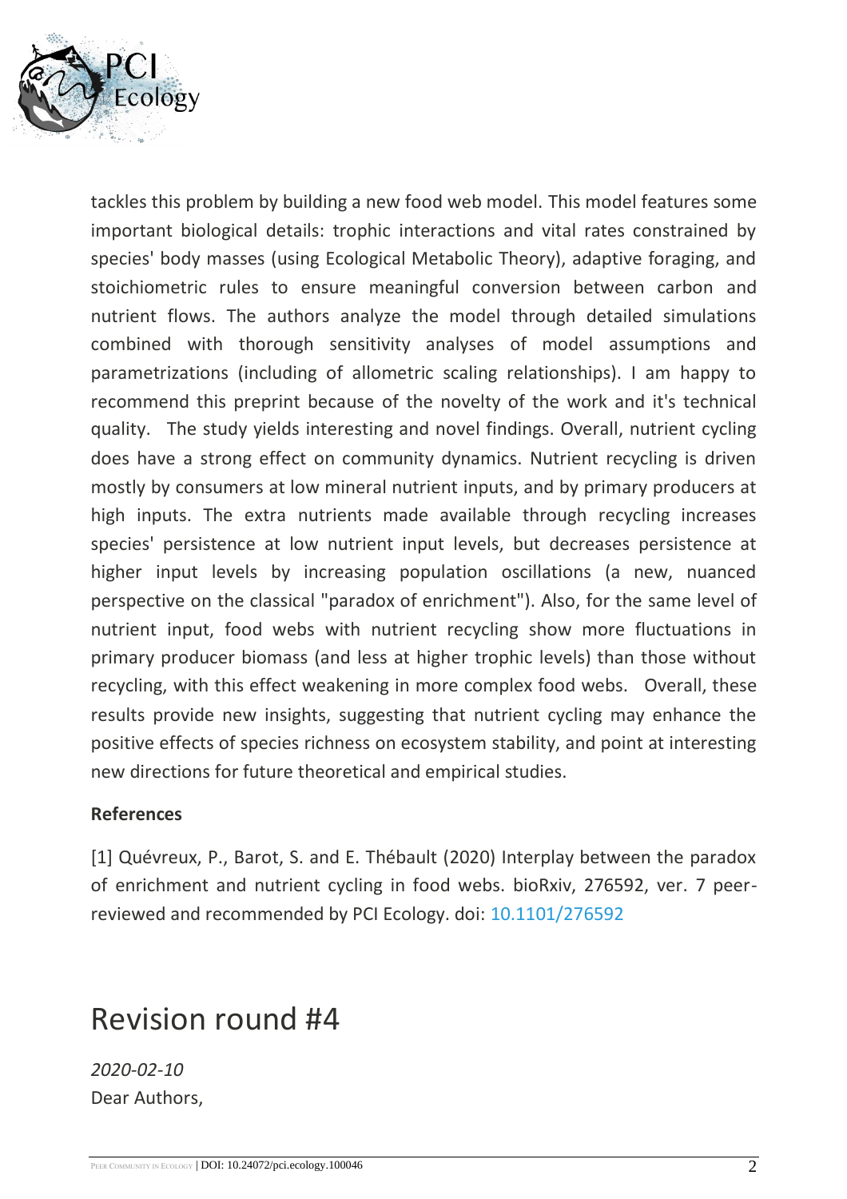tackles this problem by building a new food web model. This model features some important biological details: trophic interactions and vital rates constrained by species' body masses (using Ecological Metabolic Theory), adaptive foraging, and stoichiometric rules to ensure meaningful conversion between carbon and nutrient flows. The authors analyze the model through detailed simulations combined with thorough sensitivity analyses of model assumptions and parametrizations (including of allometric scaling relationships). I am happy to recommend this preprint because of the novelty of the work and it's technical quality. The study yields interesting and novel findings. Overall, nutrient cycling does have a strong effect on community dynamics. Nutrient recycling is driven mostly by consumers at low mineral nutrient inputs, and by primary producers at high inputs. The extra nutrients made available through recycling increases species' persistence at low nutrient input levels, but decreases persistence at higher input levels by increasing population oscillations (a new, nuanced perspective on the classical "paradox of enrichment"). Also, for the same level of nutrient input, food webs with nutrient recycling show more fluctuations in primary producer biomass (and less at higher trophic levels) than those without recycling, with this effect weakening in more complex food webs. Overall, these results provide new insights, suggesting that nutrient cycling may enhance the positive effects of species richness on ecosystem stability, and point at interesting new directions for future theoretical and empirical studies.

**References**

[1] Quévreux, P., Barot, S. and E. Thébault (2020) Interplay between the paradox of enrichment and nutrient cycling in food webs. bioRxiv, 276592, ver. 7 peer-reviewed and recommended by PCI Ecology. doi: 10.1101/276592

# Revision round #4

*2020-02-10*

Dear Authors,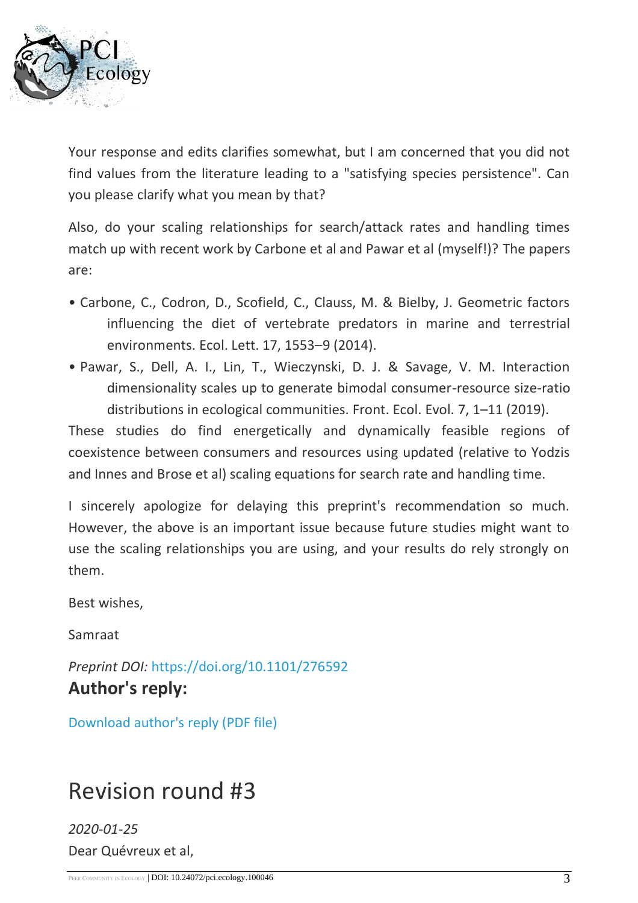Your response and edits clarifies somewhat, but I am concerned that you did not find values from the literature leading to a "satisfying species persistence". Can you please clarify what you mean by that?

Also, do your scaling relationships for search/attack rates and handling times match up with recent work by Carbone et al and Pawar et al (myself!)? The papers are:

- Carbone, C., Codron, D., Scofield, C., Clauss, M. & Bielby, J. Geometric factors influencing the diet of vertebrate predators in marine and terrestrial environments. Ecol. Lett. 17, 1553–9 (2014).
- Pawar, S., Dell, A. I., Lin, T., Wieczynski, D. J. & Savage, V. M. Interaction dimensionality scales up to generate bimodal consumer-resource size-ratio distributions in ecological communities. Front. Ecol. Evol. 7, 1–11 (2019).

These studies do find energetically and dynamically feasible regions of coexistence between consumers and resources using updated (relative to Yodzis and Innes and Brose et al) scaling equations for search rate and handling time.

I sincerely apologize for delaying this preprint's recommendation so much. However, the above is an important issue because future studies might want to use the scaling relationships you are using, and your results do rely strongly on them.

Best wishes,

Samraat

*Preprint DOI:* https://doi.org/10.1101/276592

## Author's reply:

Download author's reply (PDF file)

# Revision round #3

*2020-01-25*

Dear Quévreux et al,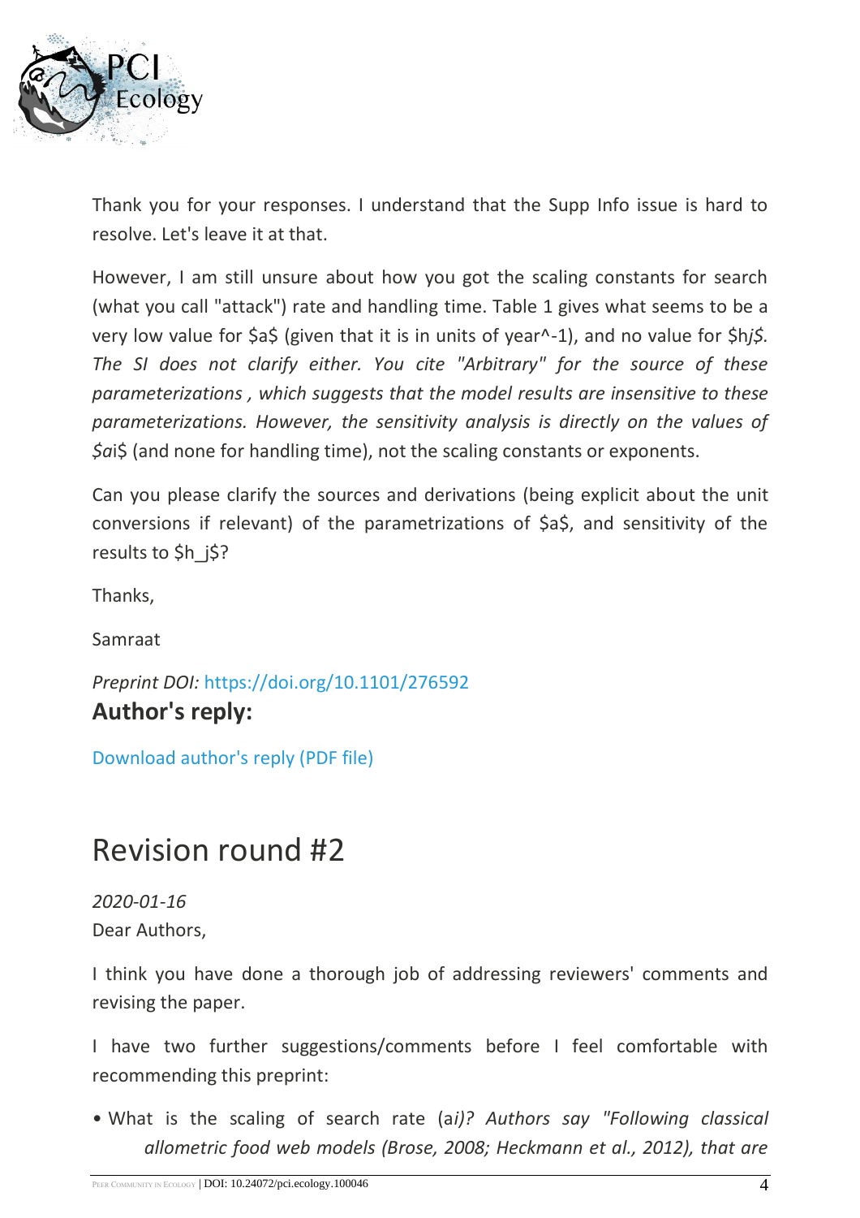Thank you for your responses. I understand that the Supp Info issue is hard to resolve. Let's leave it at that.

However, I am still unsure about how you got the scaling constants for search (what you call "attack") rate and handling time. Table 1 gives what seems to be a very low value for $a$ (given that it is in units of year^-1), and no value for $h_j$. *The SI does not clarify either. You cite "Arbitrary" for the source of these parameterizations , which suggests that the model results are insensitive to these parameterizations. However, the sensitivity analysis is directly on the values of* $a_i$ (and none for handling time), not the scaling constants or exponents.

Can you please clarify the sources and derivations (being explicit about the unit conversions if relevant) of the parametrizations of $a$, and sensitivity of the results to $h_j$?

Thanks,

Samraat

*Preprint DOI:* https://doi.org/10.1101/276592

**Author's reply:**

Download author's reply (PDF file)

# Revision round #2

*2020-01-16*

Dear Authors,

I think you have done a thorough job of addressing reviewers' comments and revising the paper.

I have two further suggestions/comments before I feel comfortable with recommending this preprint:

- What is the scaling of search rate ($a_i$)? Authors say *"Following classical allometric food web models (Brose, 2008; Heckmann et al., 2012), that are*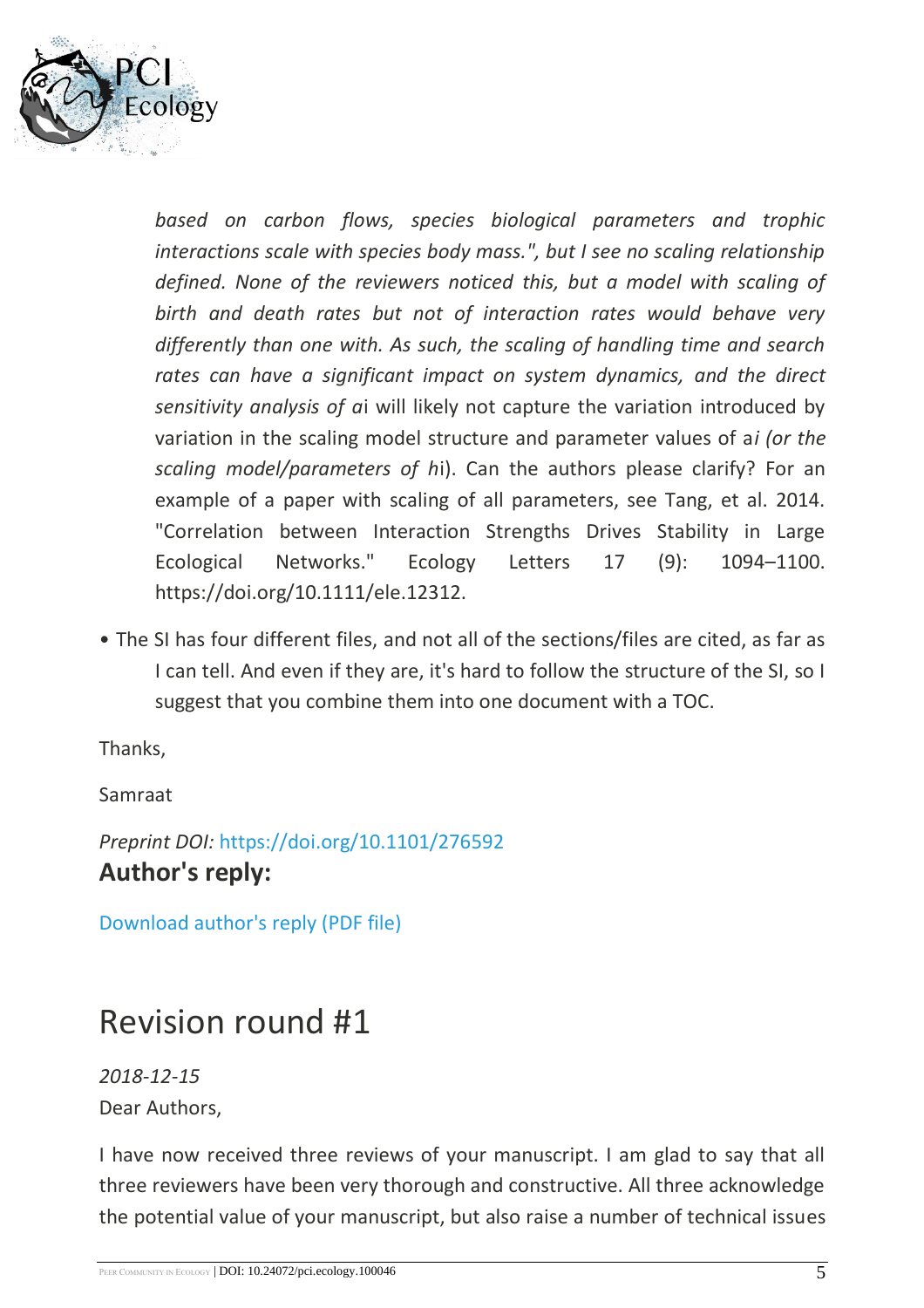*based on carbon flows, species biological parameters and trophic interactions scale with species body mass.", but I see no scaling relationship defined. None of the reviewers noticed this, but a model with scaling of birth and death rates but not of interaction rates would behave very differently than one with. As such, the scaling of handling time and search rates can have a significant impact on system dynamics, and the direct sensitivity analysis of* $a_i$ will likely not capture the variation introduced by variation in the scaling model structure and parameter values of $a_i$ *(or the scaling model/parameters of* $h_i$). Can the authors please clarify? For an example of a paper with scaling of all parameters, see Tang, et al. 2014. "Correlation between Interaction Strengths Drives Stability in Large Ecological Networks." Ecology Letters 17 (9): 1094–1100. https://doi.org/10.1111/ele.12312.

- The SI has four different files, and not all of the sections/files are cited, as far as I can tell. And even if they are, it's hard to follow the structure of the SI, so I suggest that you combine them into one document with a TOC.

Thanks,

Samraat

*Preprint DOI:* https://doi.org/10.1101/276592

**Author's reply:**

Download author's reply (PDF file)

# Revision round #1

*2018-12-15*

Dear Authors,

I have now received three reviews of your manuscript. I am glad to say that all three reviewers have been very thorough and constructive. All three acknowledge the potential value of your manuscript, but also raise a number of technical issues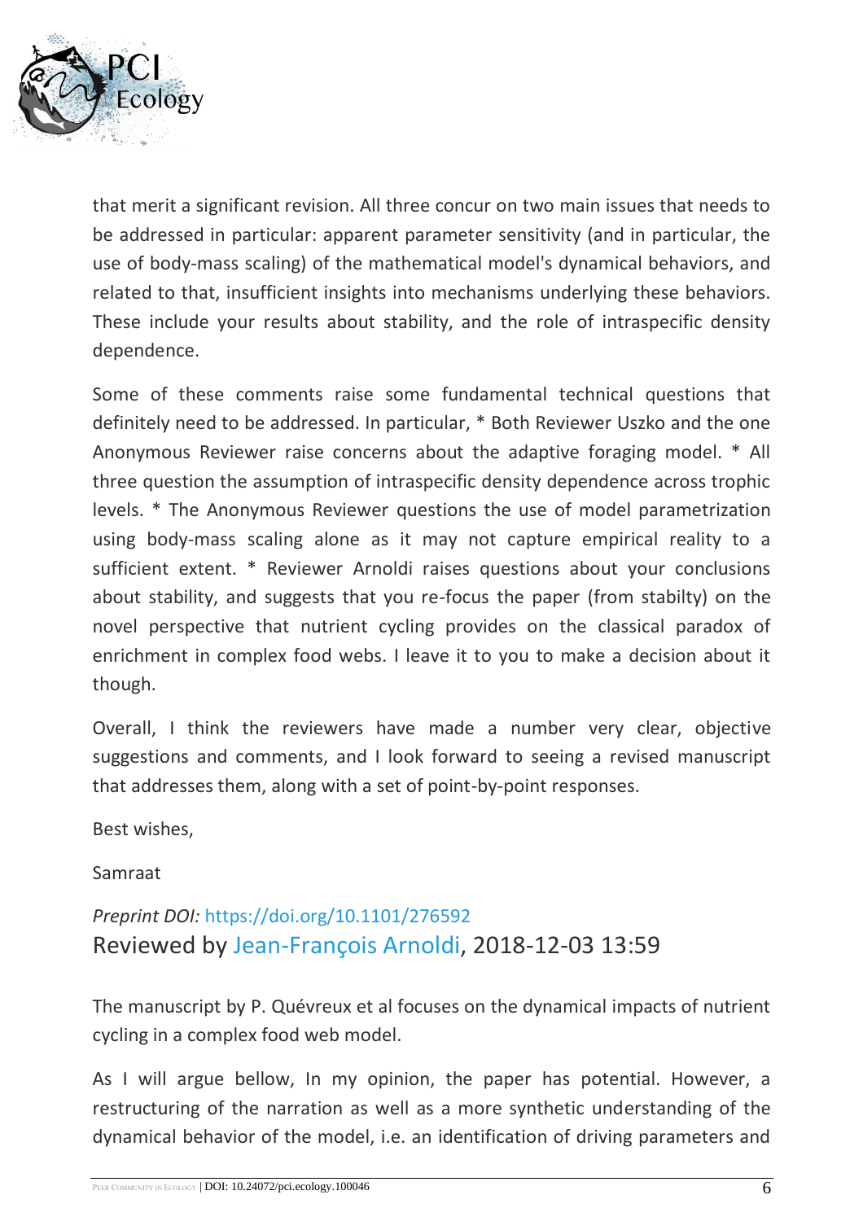that merit a significant revision. All three concur on two main issues that needs to be addressed in particular: apparent parameter sensitivity (and in particular, the use of body-mass scaling) of the mathematical model's dynamical behaviors, and related to that, insufficient insights into mechanisms underlying these behaviors. These include your results about stability, and the role of intraspecific density dependence.

Some of these comments raise some fundamental technical questions that definitely need to be addressed. In particular, * Both Reviewer Uszko and the one Anonymous Reviewer raise concerns about the adaptive foraging model. * All three question the assumption of intraspecific density dependence across trophic levels. * The Anonymous Reviewer questions the use of model parametrization using body-mass scaling alone as it may not capture empirical reality to a sufficient extent. * Reviewer Arnoldi raises questions about your conclusions about stability, and suggests that you re-focus the paper (from stabilty) on the novel perspective that nutrient cycling provides on the classical paradox of enrichment in complex food webs. I leave it to you to make a decision about it though.

Overall, I think the reviewers have made a number very clear, objective suggestions and comments, and I look forward to seeing a revised manuscript that addresses them, along with a set of point-by-point responses.

Best wishes,

Samraat

*Preprint DOI:* https://doi.org/10.1101/276592

## Reviewed by Jean-François Arnoldi, 2018-12-03 13:59

The manuscript by P. Quévreux et al focuses on the dynamical impacts of nutrient cycling in a complex food web model.

As I will argue bellow, In my opinion, the paper has potential. However, a restructuring of the narration as well as a more synthetic understanding of the dynamical behavior of the model, i.e. an identification of driving parameters and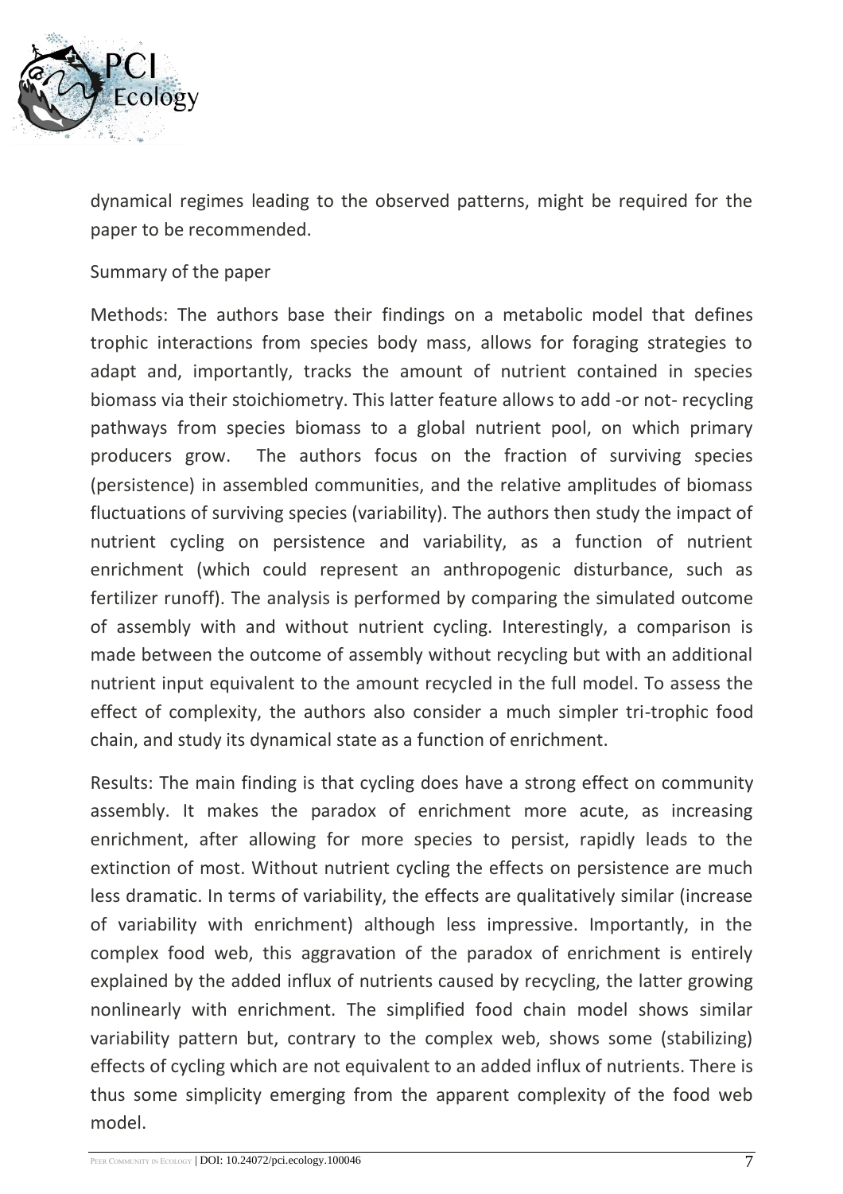dynamical regimes leading to the observed patterns, might be required for the paper to be recommended.

Summary of the paper

Methods: The authors base their findings on a metabolic model that defines trophic interactions from species body mass, allows for foraging strategies to adapt and, importantly, tracks the amount of nutrient contained in species biomass via their stoichiometry. This latter feature allows to add -or not- recycling pathways from species biomass to a global nutrient pool, on which primary producers grow. The authors focus on the fraction of surviving species (persistence) in assembled communities, and the relative amplitudes of biomass fluctuations of surviving species (variability). The authors then study the impact of nutrient cycling on persistence and variability, as a function of nutrient enrichment (which could represent an anthropogenic disturbance, such as fertilizer runoff). The analysis is performed by comparing the simulated outcome of assembly with and without nutrient cycling. Interestingly, a comparison is made between the outcome of assembly without recycling but with an additional nutrient input equivalent to the amount recycled in the full model. To assess the effect of complexity, the authors also consider a much simpler tri-trophic food chain, and study its dynamical state as a function of enrichment.

Results: The main finding is that cycling does have a strong effect on community assembly. It makes the paradox of enrichment more acute, as increasing enrichment, after allowing for more species to persist, rapidly leads to the extinction of most. Without nutrient cycling the effects on persistence are much less dramatic. In terms of variability, the effects are qualitatively similar (increase of variability with enrichment) although less impressive. Importantly, in the complex food web, this aggravation of the paradox of enrichment is entirely explained by the added influx of nutrients caused by recycling, the latter growing nonlinearly with enrichment. The simplified food chain model shows similar variability pattern but, contrary to the complex web, shows some (stabilizing) effects of cycling which are not equivalent to an added influx of nutrients. There is thus some simplicity emerging from the apparent complexity of the food web model.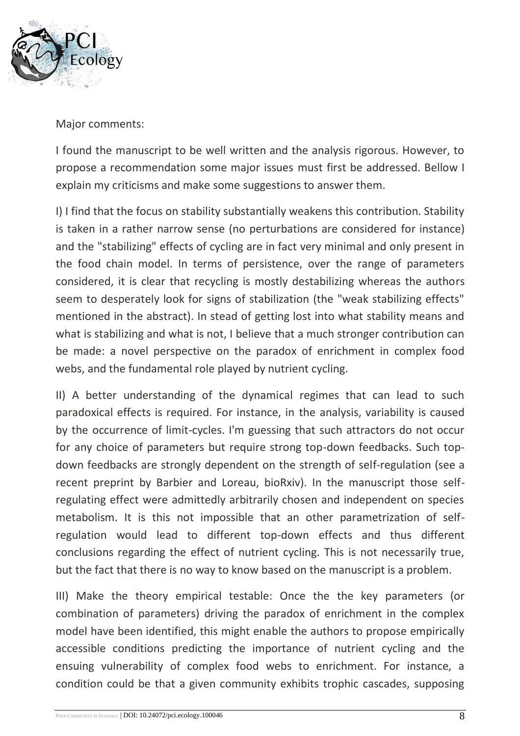Major comments:

I found the manuscript to be well written and the analysis rigorous. However, to propose a recommendation some major issues must first be addressed. Bellow I explain my criticisms and make some suggestions to answer them.

I) I find that the focus on stability substantially weakens this contribution. Stability is taken in a rather narrow sense (no perturbations are considered for instance) and the "stabilizing" effects of cycling are in fact very minimal and only present in the food chain model. In terms of persistence, over the range of parameters considered, it is clear that recycling is mostly destabilizing whereas the authors seem to desperately look for signs of stabilization (the "weak stabilizing effects" mentioned in the abstract). In stead of getting lost into what stability means and what is stabilizing and what is not, I believe that a much stronger contribution can be made: a novel perspective on the paradox of enrichment in complex food webs, and the fundamental role played by nutrient cycling.

II) A better understanding of the dynamical regimes that can lead to such paradoxical effects is required. For instance, in the analysis, variability is caused by the occurrence of limit-cycles. I'm guessing that such attractors do not occur for any choice of parameters but require strong top-down feedbacks. Such top-down feedbacks are strongly dependent on the strength of self-regulation (see a recent preprint by Barbier and Loreau, bioRxiv). In the manuscript those self-regulating effect were admittedly arbitrarily chosen and independent on species metabolism. It is this not impossible that an other parametrization of self-regulation would lead to different top-down effects and thus different conclusions regarding the effect of nutrient cycling. This is not necessarily true, but the fact that there is no way to know based on the manuscript is a problem.

III) Make the theory empirical testable: Once the the key parameters (or combination of parameters) driving the paradox of enrichment in the complex model have been identified, this might enable the authors to propose empirically accessible conditions predicting the importance of nutrient cycling and the ensuing vulnerability of complex food webs to enrichment. For instance, a condition could be that a given community exhibits trophic cascades, supposing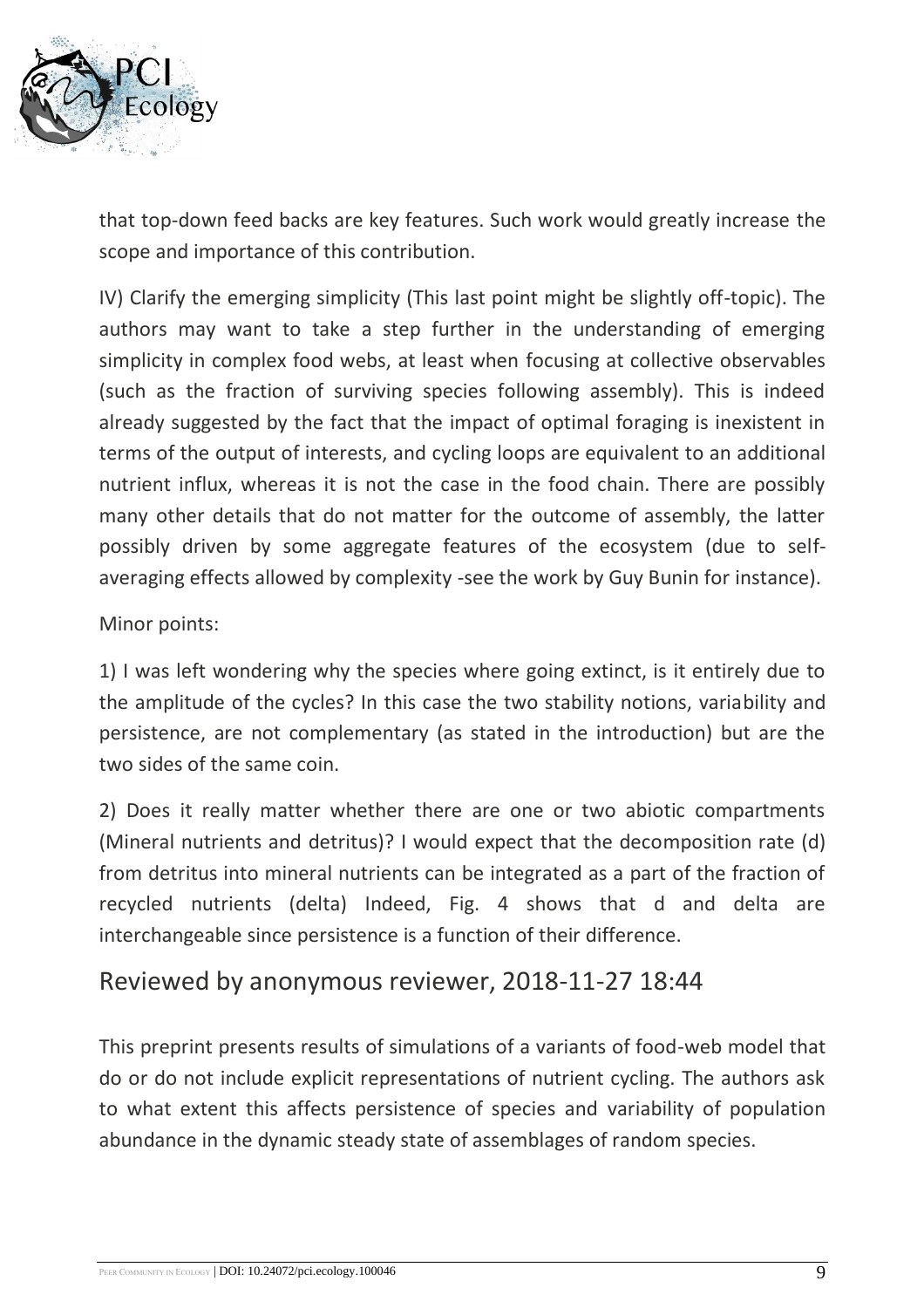that top-down feed backs are key features. Such work would greatly increase the scope and importance of this contribution.

IV) Clarify the emerging simplicity (This last point might be slightly off-topic). The authors may want to take a step further in the understanding of emerging simplicity in complex food webs, at least when focusing at collective observables (such as the fraction of surviving species following assembly). This is indeed already suggested by the fact that the impact of optimal foraging is inexistent in terms of the output of interests, and cycling loops are equivalent to an additional nutrient influx, whereas it is not the case in the food chain. There are possibly many other details that do not matter for the outcome of assembly, the latter possibly driven by some aggregate features of the ecosystem (due to self-averaging effects allowed by complexity -see the work by Guy Bunin for instance).

Minor points:

1) I was left wondering why the species where going extinct, is it entirely due to the amplitude of the cycles? In this case the two stability notions, variability and persistence, are not complementary (as stated in the introduction) but are the two sides of the same coin.

2) Does it really matter whether there are one or two abiotic compartments (Mineral nutrients and detritus)? I would expect that the decomposition rate (d) from detritus into mineral nutrients can be integrated as a part of the fraction of recycled nutrients (delta) Indeed, Fig. 4 shows that d and delta are interchangeable since persistence is a function of their difference.

## Reviewed by anonymous reviewer, 2018-11-27 18:44

This preprint presents results of simulations of a variants of food-web model that do or do not include explicit representations of nutrient cycling. The authors ask to what extent this affects persistence of species and variability of population abundance in the dynamic steady state of assemblages of random species.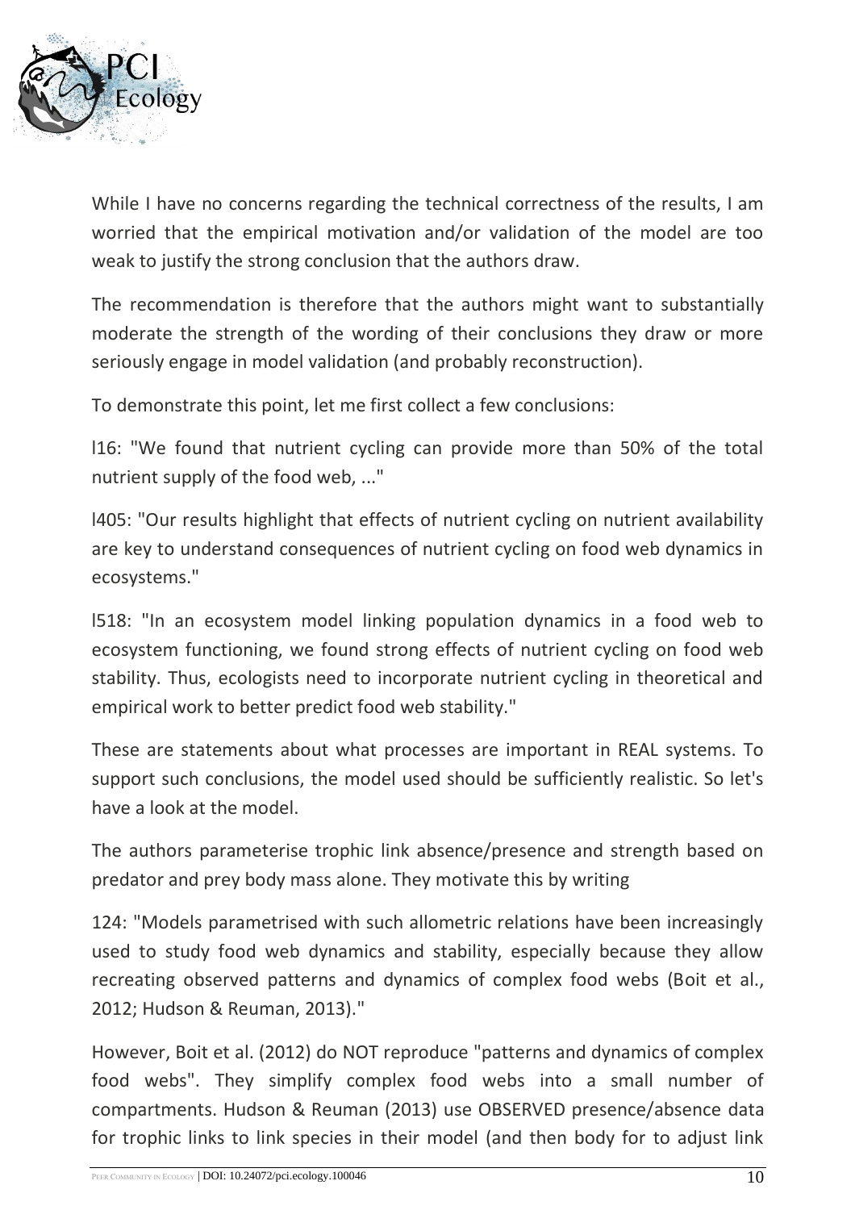While I have no concerns regarding the technical correctness of the results, I am worried that the empirical motivation and/or validation of the model are too weak to justify the strong conclusion that the authors draw.

The recommendation is therefore that the authors might want to substantially moderate the strength of the wording of their conclusions they draw or more seriously engage in model validation (and probably reconstruction).

To demonstrate this point, let me first collect a few conclusions:

l16: "We found that nutrient cycling can provide more than 50% of the total nutrient supply of the food web, ..."

l405: "Our results highlight that effects of nutrient cycling on nutrient availability are key to understand consequences of nutrient cycling on food web dynamics in ecosystems."

l518: "In an ecosystem model linking population dynamics in a food web to ecosystem functioning, we found strong effects of nutrient cycling on food web stability. Thus, ecologists need to incorporate nutrient cycling in theoretical and empirical work to better predict food web stability."

These are statements about what processes are important in REAL systems. To support such conclusions, the model used should be sufficiently realistic. So let's have a look at the model.

The authors parameterise trophic link absence/presence and strength based on predator and prey body mass alone. They motivate this by writing

124: "Models parametrised with such allometric relations have been increasingly used to study food web dynamics and stability, especially because they allow recreating observed patterns and dynamics of complex food webs (Boit et al., 2012; Hudson & Reuman, 2013)."

However, Boit et al. (2012) do NOT reproduce "patterns and dynamics of complex food webs". They simplify complex food webs into a small number of compartments. Hudson & Reuman (2013) use OBSERVED presence/absence data for trophic links to link species in their model (and then body for to adjust link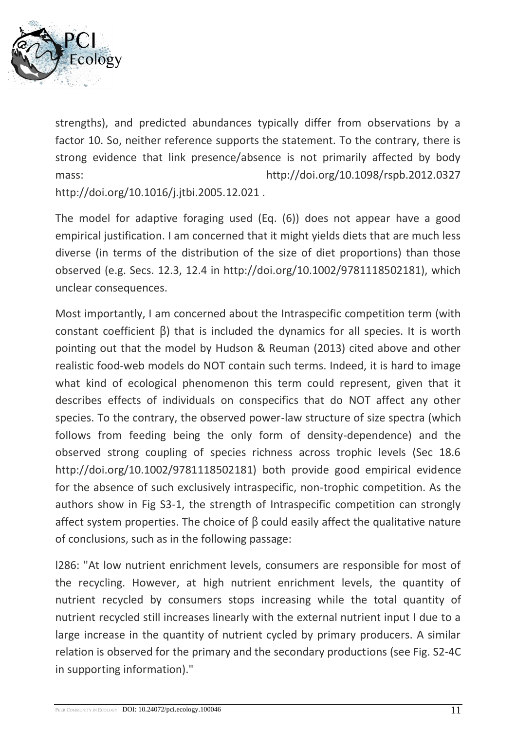strengths), and predicted abundances typically differ from observations by a factor 10. So, neither reference supports the statement. To the contrary, there is strong evidence that link presence/absence is not primarily affected by body mass: http://doi.org/10.1098/rspb.2012.0327 http://doi.org/10.1016/j.jtbi.2005.12.021 .

The model for adaptive foraging used (Eq. (6)) does not appear have a good empirical justification. I am concerned that it might yields diets that are much less diverse (in terms of the distribution of the size of diet proportions) than those observed (e.g. Secs. 12.3, 12.4 in http://doi.org/10.1002/9781118502181), which unclear consequences.

Most importantly, I am concerned about the Intraspecific competition term (with constant coefficient β) that is included the dynamics for all species. It is worth pointing out that the model by Hudson & Reuman (2013) cited above and other realistic food-web models do NOT contain such terms. Indeed, it is hard to image what kind of ecological phenomenon this term could represent, given that it describes effects of individuals on conspecifics that do NOT affect any other species. To the contrary, the observed power-law structure of size spectra (which follows from feeding being the only form of density-dependence) and the observed strong coupling of species richness across trophic levels (Sec 18.6 http://doi.org/10.1002/9781118502181) both provide good empirical evidence for the absence of such exclusively intraspecific, non-trophic competition. As the authors show in Fig S3-1, the strength of Intraspecific competition can strongly affect system properties. The choice of β could easily affect the qualitative nature of conclusions, such as in the following passage:

l286: "At low nutrient enrichment levels, consumers are responsible for most of the recycling. However, at high nutrient enrichment levels, the quantity of nutrient recycled by consumers stops increasing while the total quantity of nutrient recycled still increases linearly with the external nutrient input I due to a large increase in the quantity of nutrient cycled by primary producers. A similar relation is observed for the primary and the secondary productions (see Fig. S2-4C in supporting information)."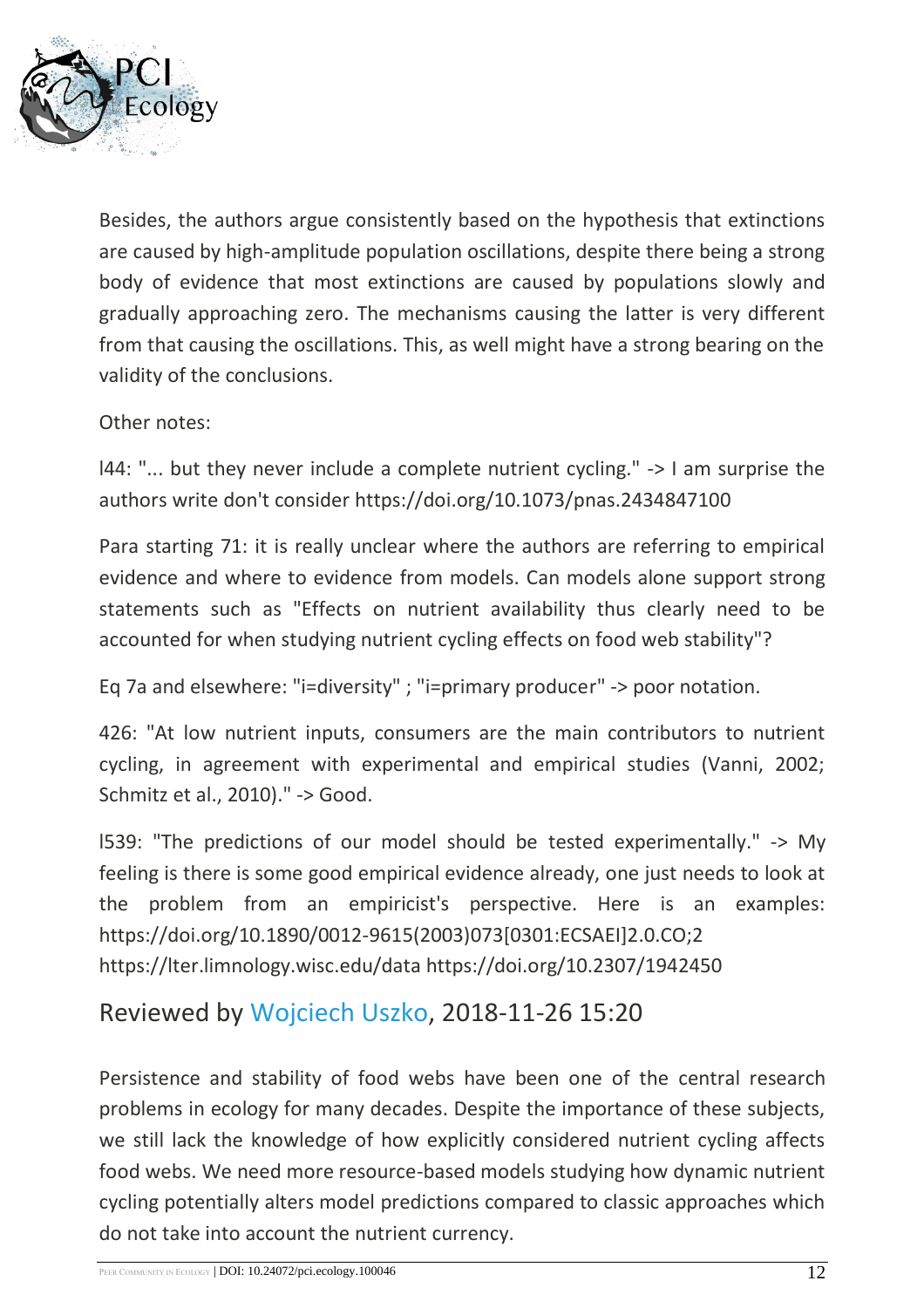Besides, the authors argue consistently based on the hypothesis that extinctions are caused by high-amplitude population oscillations, despite there being a strong body of evidence that most extinctions are caused by populations slowly and gradually approaching zero. The mechanisms causing the latter is very different from that causing the oscillations. This, as well might have a strong bearing on the validity of the conclusions.

Other notes:

l44: "... but they never include a complete nutrient cycling." -> I am surprise the authors write don't consider https://doi.org/10.1073/pnas.2434847100

Para starting 71: it is really unclear where the authors are referring to empirical evidence and where to evidence from models. Can models alone support strong statements such as "Effects on nutrient availability thus clearly need to be accounted for when studying nutrient cycling effects on food web stability"?

Eq 7a and elsewhere: "i=diversity" ; "i=primary producer" -> poor notation.

426: "At low nutrient inputs, consumers are the main contributors to nutrient cycling, in agreement with experimental and empirical studies (Vanni, 2002; Schmitz et al., 2010)." -> Good.

l539: "The predictions of our model should be tested experimentally." -> My feeling is there is some good empirical evidence already, one just needs to look at the problem from an empiricist's perspective. Here is an examples: https://doi.org/10.1890/0012-9615(2003)073[0301:ECSAEI]2.0.CO;2 https://lter.limnology.wisc.edu/data https://doi.org/10.2307/1942450

## Reviewed by Wojciech Uszko, 2018-11-26 15:20

Persistence and stability of food webs have been one of the central research problems in ecology for many decades. Despite the importance of these subjects, we still lack the knowledge of how explicitly considered nutrient cycling affects food webs. We need more resource-based models studying how dynamic nutrient cycling potentially alters model predictions compared to classic approaches which do not take into account the nutrient currency.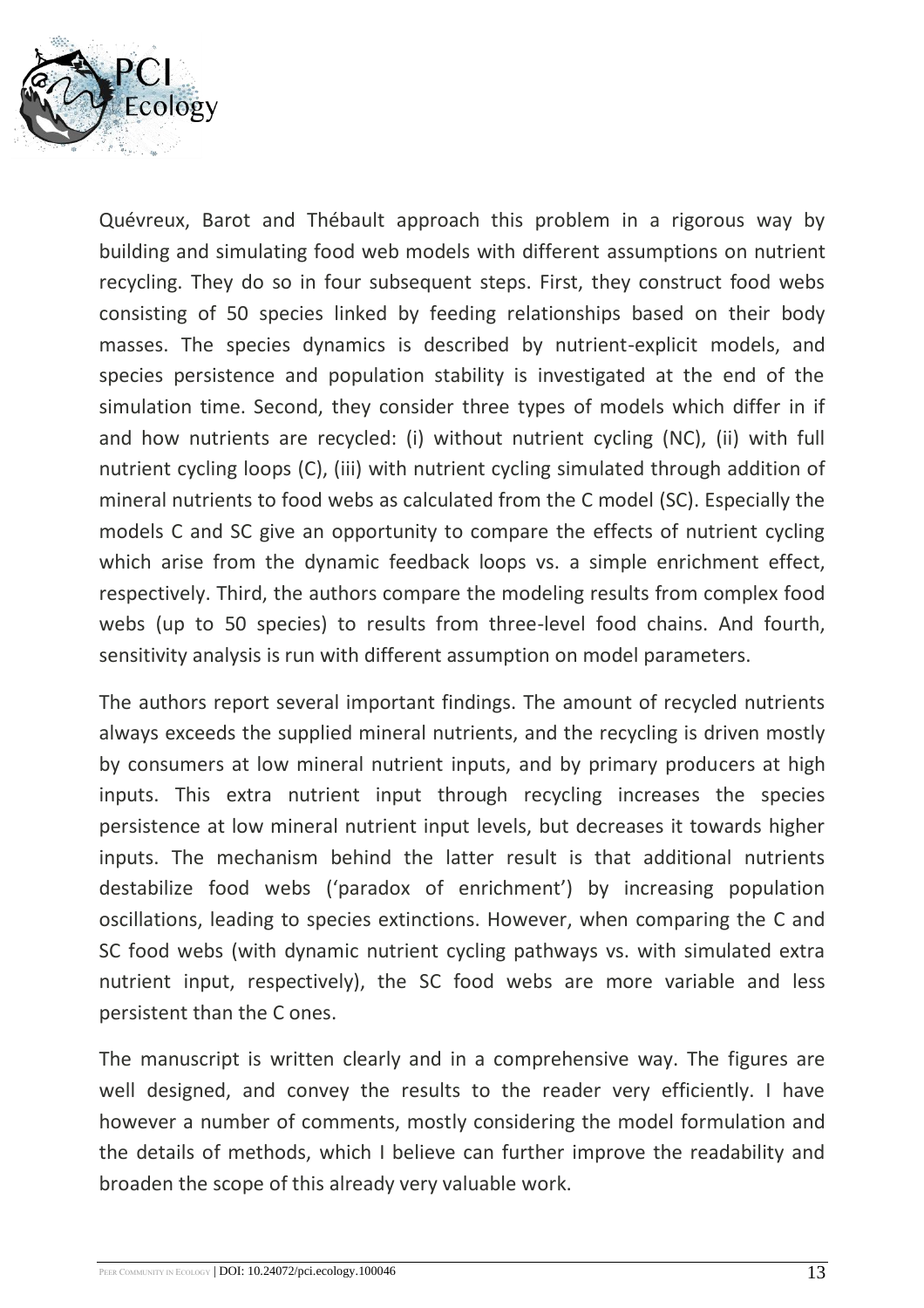Quévreux, Barot and Thébault approach this problem in a rigorous way by building and simulating food web models with different assumptions on nutrient recycling. They do so in four subsequent steps. First, they construct food webs consisting of 50 species linked by feeding relationships based on their body masses. The species dynamics is described by nutrient-explicit models, and species persistence and population stability is investigated at the end of the simulation time. Second, they consider three types of models which differ in if and how nutrients are recycled: (i) without nutrient cycling (NC), (ii) with full nutrient cycling loops (C), (iii) with nutrient cycling simulated through addition of mineral nutrients to food webs as calculated from the C model (SC). Especially the models C and SC give an opportunity to compare the effects of nutrient cycling which arise from the dynamic feedback loops vs. a simple enrichment effect, respectively. Third, the authors compare the modeling results from complex food webs (up to 50 species) to results from three-level food chains. And fourth, sensitivity analysis is run with different assumption on model parameters.

The authors report several important findings. The amount of recycled nutrients always exceeds the supplied mineral nutrients, and the recycling is driven mostly by consumers at low mineral nutrient inputs, and by primary producers at high inputs. This extra nutrient input through recycling increases the species persistence at low mineral nutrient input levels, but decreases it towards higher inputs. The mechanism behind the latter result is that additional nutrients destabilize food webs ('paradox of enrichment') by increasing population oscillations, leading to species extinctions. However, when comparing the C and SC food webs (with dynamic nutrient cycling pathways vs. with simulated extra nutrient input, respectively), the SC food webs are more variable and less persistent than the C ones.

The manuscript is written clearly and in a comprehensive way. The figures are well designed, and convey the results to the reader very efficiently. I have however a number of comments, mostly considering the model formulation and the details of methods, which I believe can further improve the readability and broaden the scope of this already very valuable work.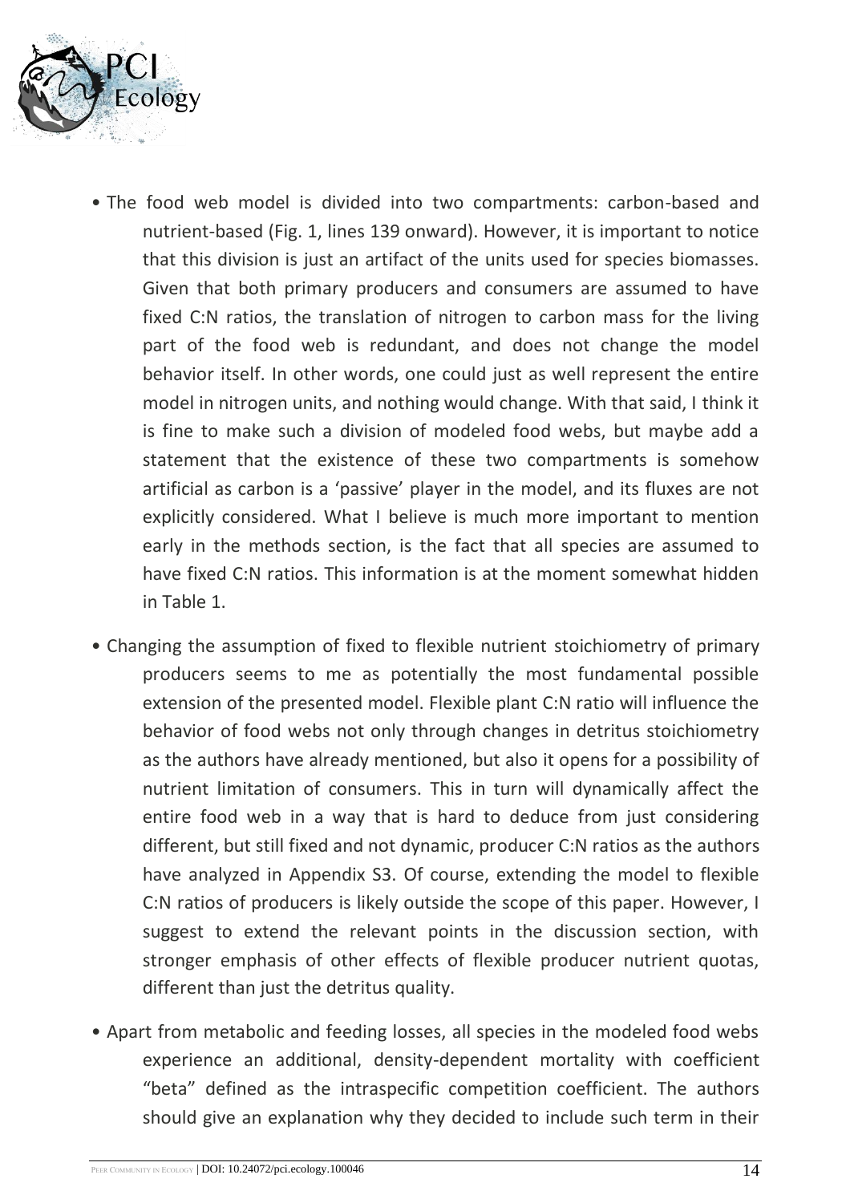- The food web model is divided into two compartments: carbon-based and nutrient-based (Fig. 1, lines 139 onward). However, it is important to notice that this division is just an artifact of the units used for species biomasses. Given that both primary producers and consumers are assumed to have fixed C:N ratios, the translation of nitrogen to carbon mass for the living part of the food web is redundant, and does not change the model behavior itself. In other words, one could just as well represent the entire model in nitrogen units, and nothing would change. With that said, I think it is fine to make such a division of modeled food webs, but maybe add a statement that the existence of these two compartments is somehow artificial as carbon is a 'passive' player in the model, and its fluxes are not explicitly considered. What I believe is much more important to mention early in the methods section, is the fact that all species are assumed to have fixed C:N ratios. This information is at the moment somewhat hidden in Table 1.

- Changing the assumption of fixed to flexible nutrient stoichiometry of primary producers seems to me as potentially the most fundamental possible extension of the presented model. Flexible plant C:N ratio will influence the behavior of food webs not only through changes in detritus stoichiometry as the authors have already mentioned, but also it opens for a possibility of nutrient limitation of consumers. This in turn will dynamically affect the entire food web in a way that is hard to deduce from just considering different, but still fixed and not dynamic, producer C:N ratios as the authors have analyzed in Appendix S3. Of course, extending the model to flexible C:N ratios of producers is likely outside the scope of this paper. However, I suggest to extend the relevant points in the discussion section, with stronger emphasis of other effects of flexible producer nutrient quotas, different than just the detritus quality.

- Apart from metabolic and feeding losses, all species in the modeled food webs experience an additional, density-dependent mortality with coefficient "beta" defined as the intraspecific competition coefficient. The authors should give an explanation why they decided to include such term in their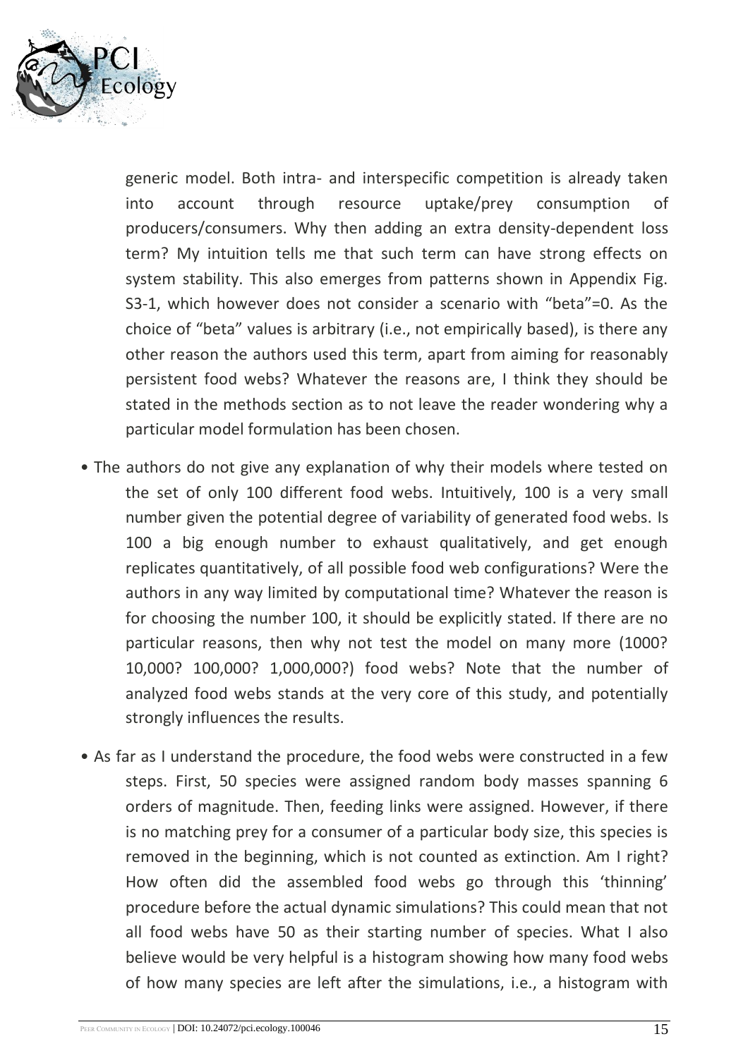generic model. Both intra- and interspecific competition is already taken into account through resource uptake/prey consumption of producers/consumers. Why then adding an extra density-dependent loss term? My intuition tells me that such term can have strong effects on system stability. This also emerges from patterns shown in Appendix Fig. S3-1, which however does not consider a scenario with "beta"=0. As the choice of "beta" values is arbitrary (i.e., not empirically based), is there any other reason the authors used this term, apart from aiming for reasonably persistent food webs? Whatever the reasons are, I think they should be stated in the methods section as to not leave the reader wondering why a particular model formulation has been chosen.

- The authors do not give any explanation of why their models where tested on the set of only 100 different food webs. Intuitively, 100 is a very small number given the potential degree of variability of generated food webs. Is 100 a big enough number to exhaust qualitatively, and get enough replicates quantitatively, of all possible food web configurations? Were the authors in any way limited by computational time? Whatever the reason is for choosing the number 100, it should be explicitly stated. If there are no particular reasons, then why not test the model on many more (1000? 10,000? 100,000? 1,000,000?) food webs? Note that the number of analyzed food webs stands at the very core of this study, and potentially strongly influences the results.

- As far as I understand the procedure, the food webs were constructed in a few steps. First, 50 species were assigned random body masses spanning 6 orders of magnitude. Then, feeding links were assigned. However, if there is no matching prey for a consumer of a particular body size, this species is removed in the beginning, which is not counted as extinction. Am I right? How often did the assembled food webs go through this 'thinning' procedure before the actual dynamic simulations? This could mean that not all food webs have 50 as their starting number of species. What I also believe would be very helpful is a histogram showing how many food webs of how many species are left after the simulations, i.e., a histogram with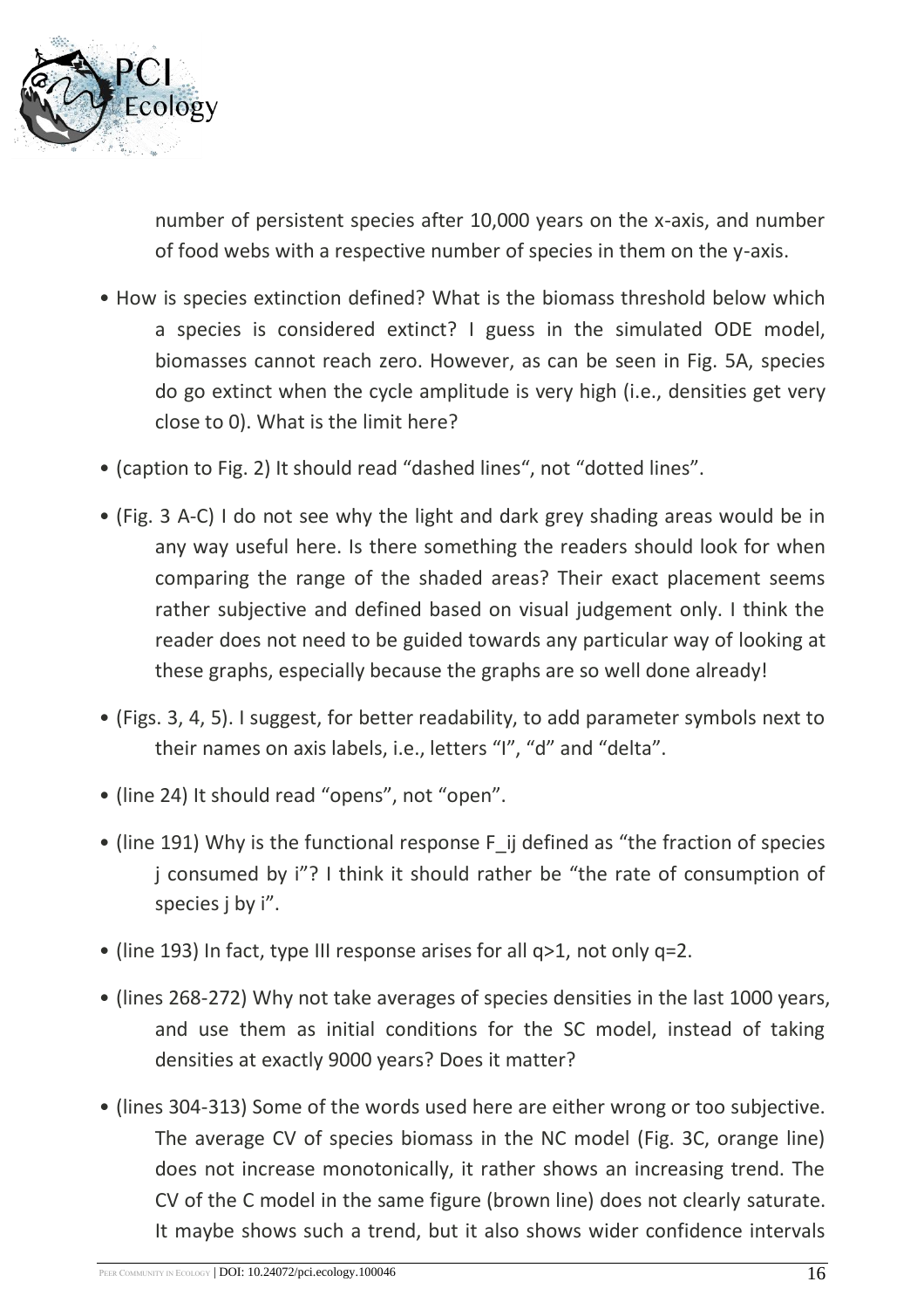number of persistent species after 10,000 years on the x-axis, and number of food webs with a respective number of species in them on the y-axis.

- How is species extinction defined? What is the biomass threshold below which a species is considered extinct? I guess in the simulated ODE model, biomasses cannot reach zero. However, as can be seen in Fig. 5A, species do go extinct when the cycle amplitude is very high (i.e., densities get very close to 0). What is the limit here?
- (caption to Fig. 2) It should read "dashed lines", not "dotted lines".
- (Fig. 3 A-C) I do not see why the light and dark grey shading areas would be in any way useful here. Is there something the readers should look for when comparing the range of the shaded areas? Their exact placement seems rather subjective and defined based on visual judgement only. I think the reader does not need to be guided towards any particular way of looking at these graphs, especially because the graphs are so well done already!
- (Figs. 3, 4, 5). I suggest, for better readability, to add parameter symbols next to their names on axis labels, i.e., letters "I", "d" and "delta".
- (line 24) It should read "opens", not "open".
- (line 191) Why is the functional response $F_{ij}$ defined as "the fraction of species j consumed by i"? I think it should rather be "the rate of consumption of species j by i".
- (line 193) In fact, type III response arises for all $q>1$, not only $q=2$.
- (lines 268-272) Why not take averages of species densities in the last 1000 years, and use them as initial conditions for the SC model, instead of taking densities at exactly 9000 years? Does it matter?
- (lines 304-313) Some of the words used here are either wrong or too subjective. The average CV of species biomass in the NC model (Fig. 3C, orange line) does not increase monotonically, it rather shows an increasing trend. The CV of the C model in the same figure (brown line) does not clearly saturate. It maybe shows such a trend, but it also shows wider confidence intervals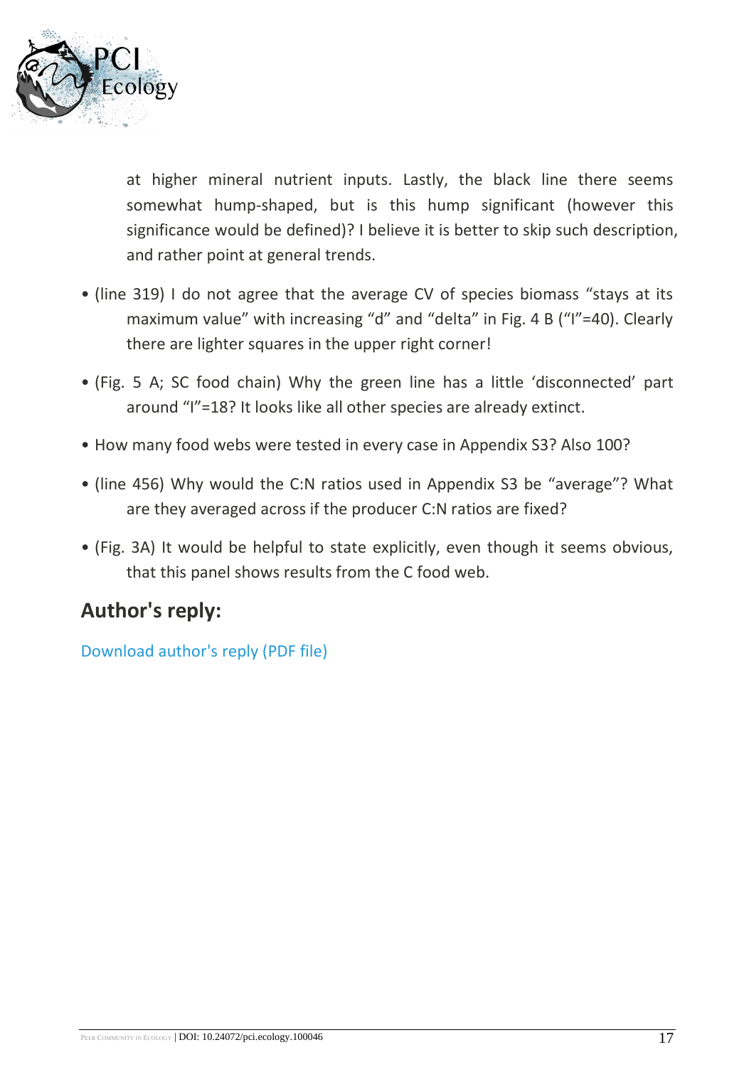at higher mineral nutrient inputs. Lastly, the black line there seems somewhat hump-shaped, but is this hump significant (however this significance would be defined)? I believe it is better to skip such description, and rather point at general trends.

- (line 319) I do not agree that the average CV of species biomass “stays at its maximum value” with increasing “d” and “delta” in Fig. 4 B (“I”=40). Clearly there are lighter squares in the upper right corner!
- (Fig. 5 A; SC food chain) Why the green line has a little ‘disconnected’ part around “I”=18? It looks like all other species are already extinct.
- How many food webs were tested in every case in Appendix S3? Also 100?
- (line 456) Why would the C:N ratios used in Appendix S3 be “average”? What are they averaged across if the producer C:N ratios are fixed?
- (Fig. 3A) It would be helpful to state explicitly, even though it seems obvious, that this panel shows results from the C food web.

## Author's reply:

Download author's reply (PDF file)